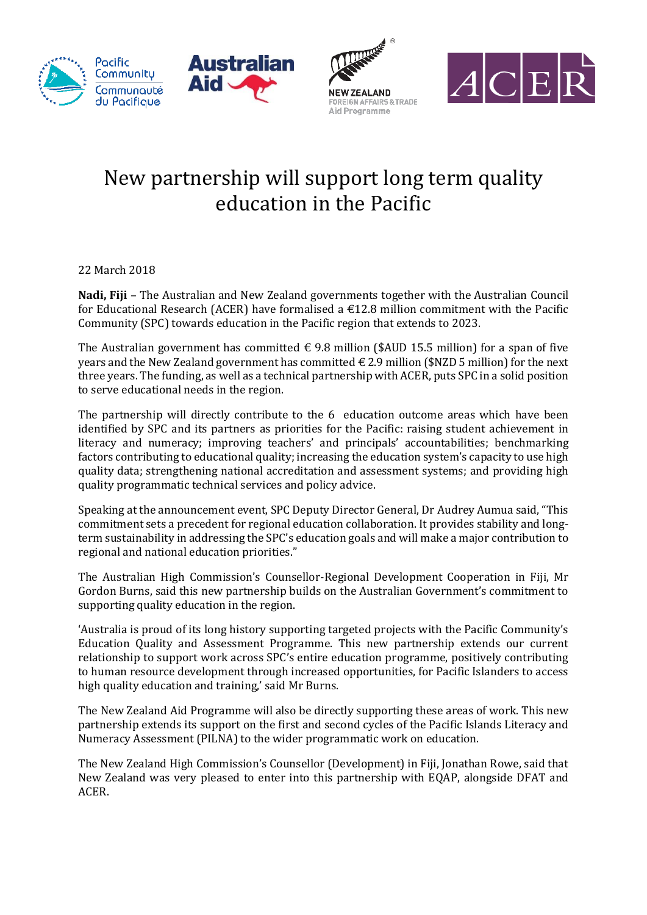# New partnership will support long term quality education in the Pacific

22 March 2018

**Nadi, Fiji** – The Australian and New Zealand governments together with the Australian Council for Educational Research (ACER) have formalised a €12.8 million commitment with the Pacific Community (SPC) towards education in the Pacific region that extends to 2023.

The Australian government has committed € 9.8 million ($AUD 15.5 million) for a span of five years and the New Zealand government has committed € 2.9 million ($NZD 5 million) for the next three years. The funding, as well as a technical partnership with ACER, puts SPC in a solid position to serve educational needs in the region.

The partnership will directly contribute to the 6 education outcome areas which have been identified by SPC and its partners as priorities for the Pacific: raising student achievement in literacy and numeracy; improving teachers' and principals' accountabilities; benchmarking factors contributing to educational quality; increasing the education system's capacity to use high quality data; strengthening national accreditation and assessment systems; and providing high quality programmatic technical services and policy advice.

Speaking at the announcement event, SPC Deputy Director General, Dr Audrey Aumua said, "This commitment sets a precedent for regional education collaboration. It provides stability and long-term sustainability in addressing the SPC's education goals and will make a major contribution to regional and national education priorities."

The Australian High Commission's Counsellor-Regional Development Cooperation in Fiji, Mr Gordon Burns, said this new partnership builds on the Australian Government's commitment to supporting quality education in the region.

'Australia is proud of its long history supporting targeted projects with the Pacific Community's Education Quality and Assessment Programme. This new partnership extends our current relationship to support work across SPC's entire education programme, positively contributing to human resource development through increased opportunities, for Pacific Islanders to access high quality education and training,' said Mr Burns.

The New Zealand Aid Programme will also be directly supporting these areas of work. This new partnership extends its support on the first and second cycles of the Pacific Islands Literacy and Numeracy Assessment (PILNA) to the wider programmatic work on education.

The New Zealand High Commission's Counsellor (Development) in Fiji, Jonathan Rowe, said that New Zealand was very pleased to enter into this partnership with EQAP, alongside DFAT and ACER.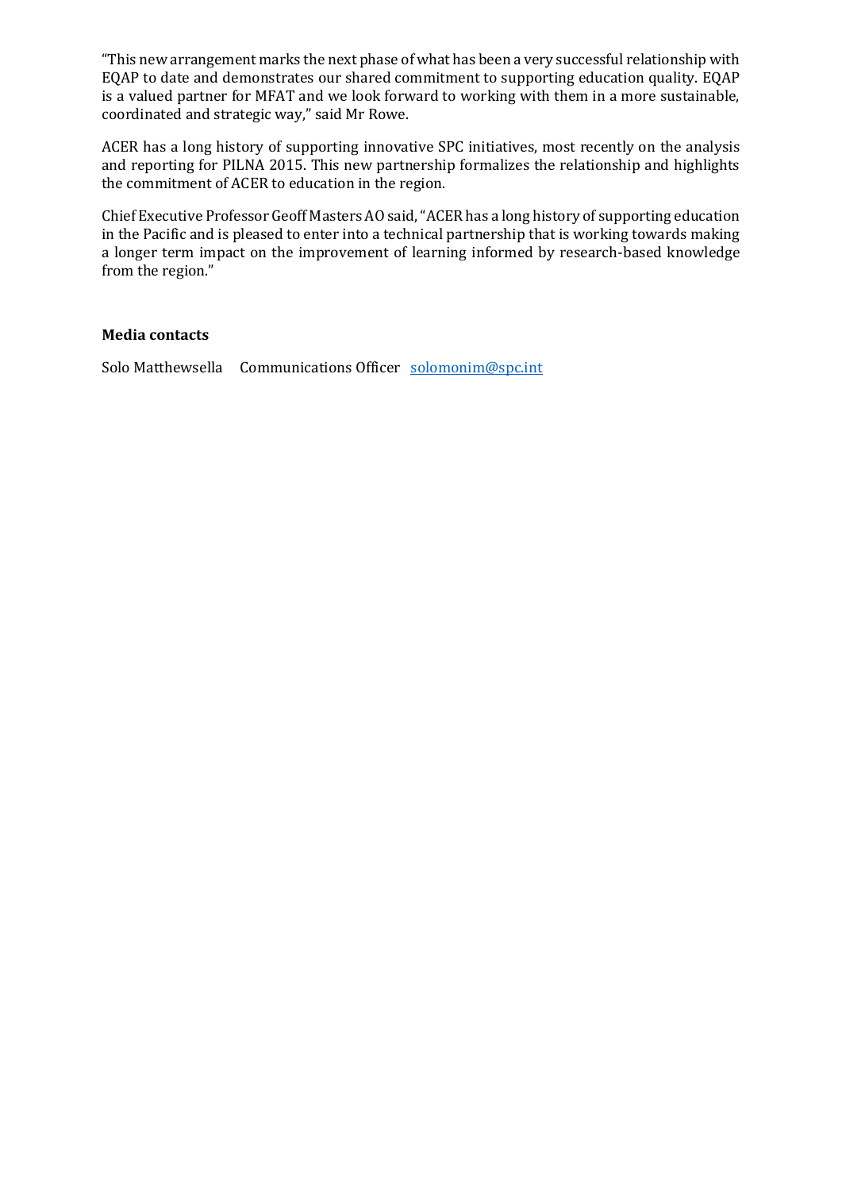"This new arrangement marks the next phase of what has been a very successful relationship with EQAP to date and demonstrates our shared commitment to supporting education quality. EQAP is a valued partner for MFAT and we look forward to working with them in a more sustainable, coordinated and strategic way," said Mr Rowe.

ACER has a long history of supporting innovative SPC initiatives, most recently on the analysis and reporting for PILNA 2015. This new partnership formalizes the relationship and highlights the commitment of ACER to education in the region.

Chief Executive Professor Geoff Masters AO said, "ACER has a long history of supporting education in the Pacific and is pleased to enter into a technical partnership that is working towards making a longer term impact on the improvement of learning informed by research-based knowledge from the region."

**Media contacts**

Solo Matthewsella Communications Officer [solomonim@spc.int](mailto:solomonim@spc.int)